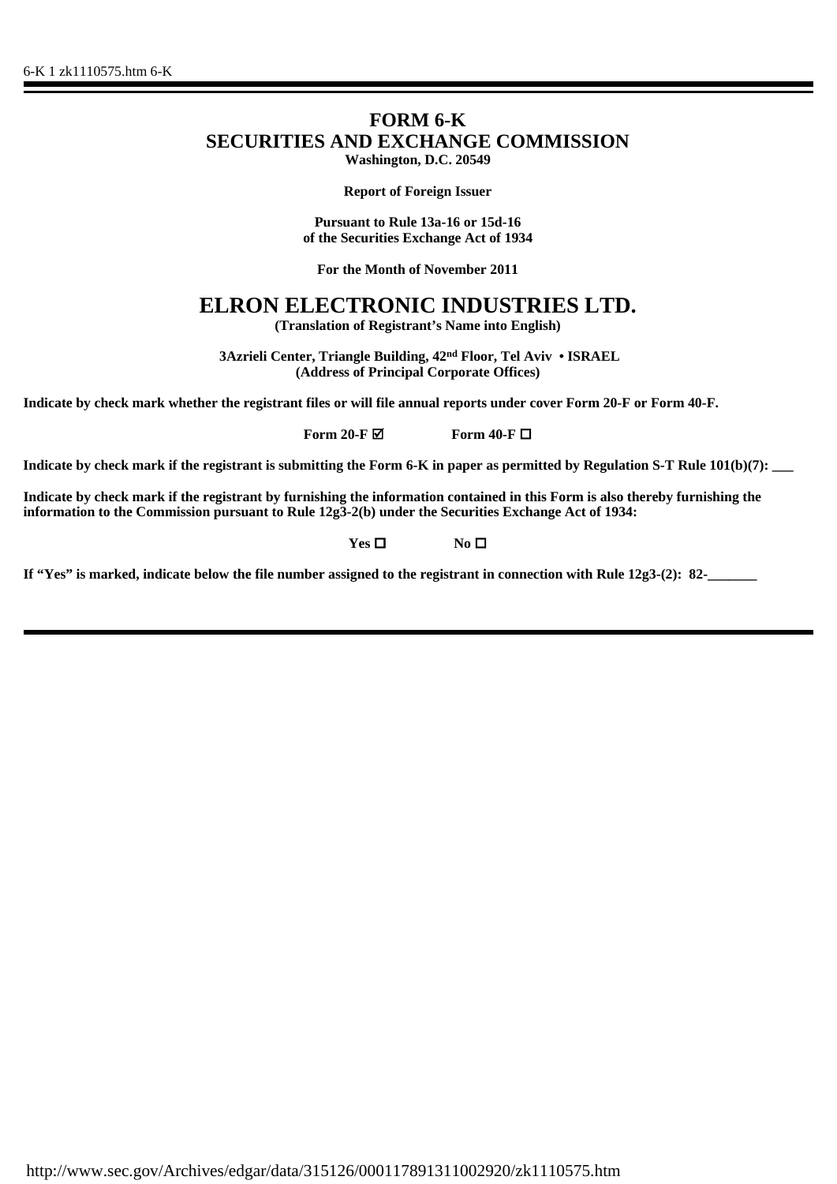# FORM 6-K

# SECURITIES AND EXCHANGE COMMISSION

**Washington, D.C. 20549**

**Report of Foreign Issuer**

**Pursuant to Rule 13a-16 or 15d-16**
**of the Securities Exchange Act of 1934**

**For the Month of November 2011**

# ELRON ELECTRONIC INDUSTRIES LTD.

**(Translation of Registrant's Name into English)**

**3Azrieli Center, Triangle Building, 42nd Floor, Tel Aviv • ISRAEL**
**(Address of Principal Corporate Offices)**

**Indicate by check mark whether the registrant files or will file annual reports under cover Form 20-F or Form 40-F.**

**Form 20-F ☑ Form 40-F ☐**

**Indicate by check mark if the registrant is submitting the Form 6-K in paper as permitted by Regulation S-T Rule 101(b)(7): ___**

**Indicate by check mark if the registrant by furnishing the information contained in this Form is also thereby furnishing the information to the Commission pursuant to Rule 12g3-2(b) under the Securities Exchange Act of 1934:**

**Yes ☐ No ☐**

**If "Yes" is marked, indicate below the file number assigned to the registrant in connection with Rule 12g3-(2): 82-_______**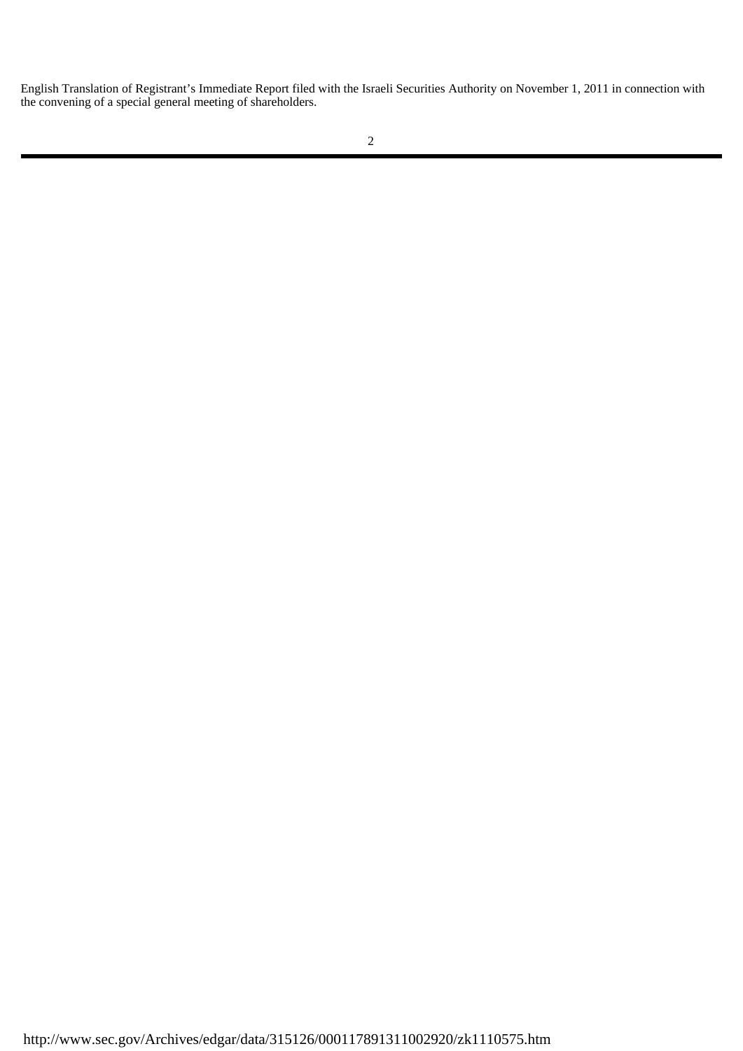English Translation of Registrant's Immediate Report filed with the Israeli Securities Authority on November 1, 2011 in connection with the convening of a special general meeting of shareholders.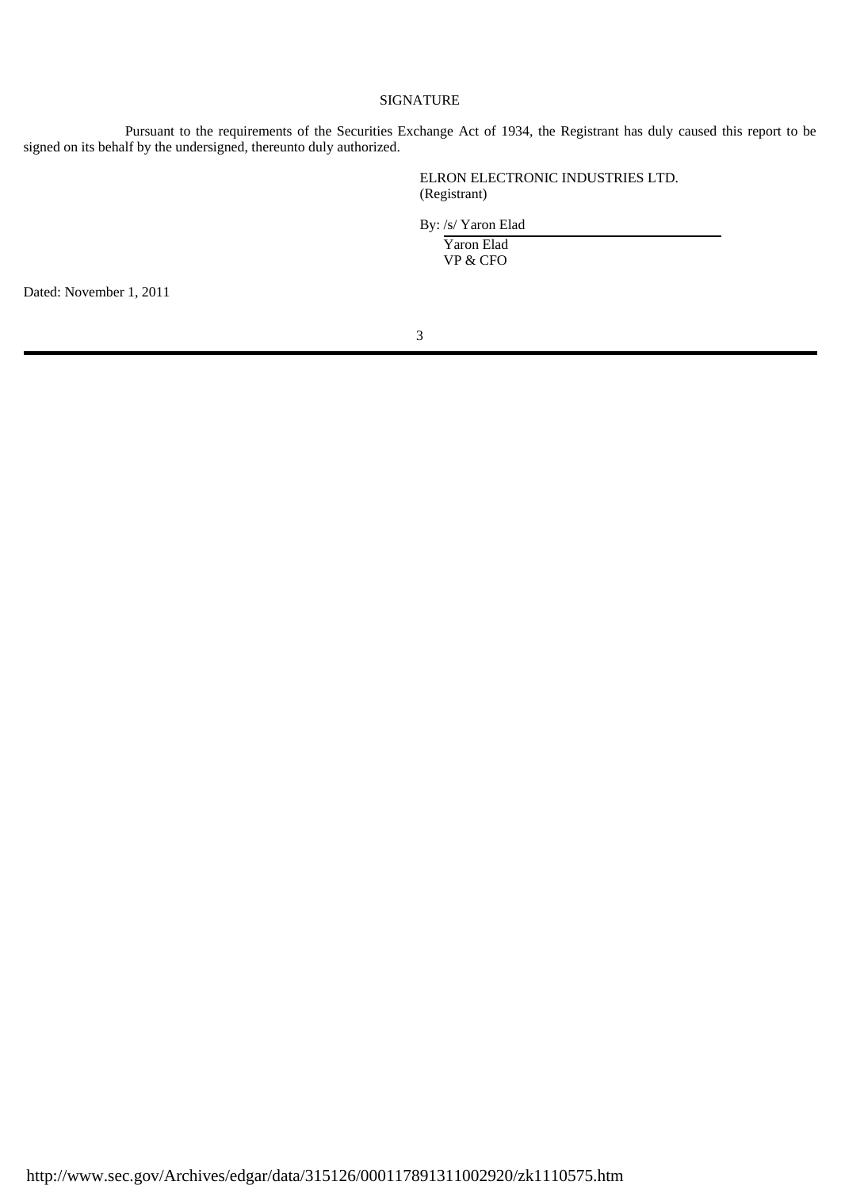SIGNATURE

Pursuant to the requirements of the Securities Exchange Act of 1934, the Registrant has duly caused this report to be signed on its behalf by the undersigned, thereunto duly authorized.

ELRON ELECTRONIC INDUSTRIES LTD.
(Registrant)

By: /s/ Yaron Elad
Yaron Elad
VP & CFO

Dated: November 1, 2011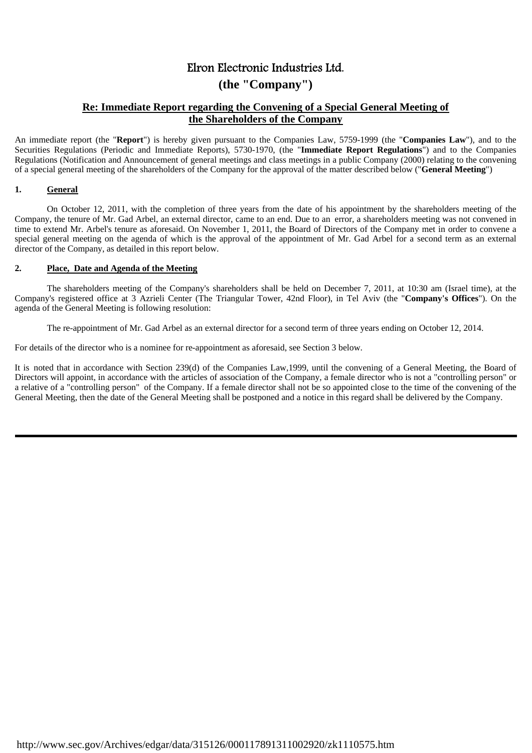# Elron Electronic Industries Ltd.

## (the "Company")

### Re: Immediate Report regarding the Convening of a Special General Meeting of the Shareholders of the Company

An immediate report (the "**Report**") is hereby given pursuant to the Companies Law, 5759-1999 (the "**Companies Law**"), and to the Securities Regulations (Periodic and Immediate Reports), 5730-1970, (the "**Immediate Report Regulations**") and to the Companies Regulations (Notification and Announcement of general meetings and class meetings in a public Company (2000) relating to the convening of a special general meeting of the shareholders of the Company for the approval of the matter described below ("**General Meeting**")

**1. General**

On October 12, 2011, with the completion of three years from the date of his appointment by the shareholders meeting of the Company, the tenure of Mr. Gad Arbel, an external director, came to an end. Due to an error, a shareholders meeting was not convened in time to extend Mr. Arbel's tenure as aforesaid. On November 1, 2011, the Board of Directors of the Company met in order to convene a special general meeting on the agenda of which is the approval of the appointment of Mr. Gad Arbel for a second term as an external director of the Company, as detailed in this report below.

**2. Place, Date and Agenda of the Meeting**

The shareholders meeting of the Company's shareholders shall be held on December 7, 2011, at 10:30 am (Israel time), at the Company's registered office at 3 Azrieli Center (The Triangular Tower, 42nd Floor), in Tel Aviv (the "**Company's Offices**"). On the agenda of the General Meeting is following resolution:

The re-appointment of Mr. Gad Arbel as an external director for a second term of three years ending on October 12, 2014.

For details of the director who is a nominee for re-appointment as aforesaid, see Section 3 below.

It is noted that in accordance with Section 239(d) of the Companies Law,1999, until the convening of a General Meeting, the Board of Directors will appoint, in accordance with the articles of association of the Company, a female director who is not a "controlling person" or a relative of a "controlling person" of the Company. If a female director shall not be so appointed close to the time of the convening of the General Meeting, then the date of the General Meeting shall be postponed and a notice in this regard shall be delivered by the Company.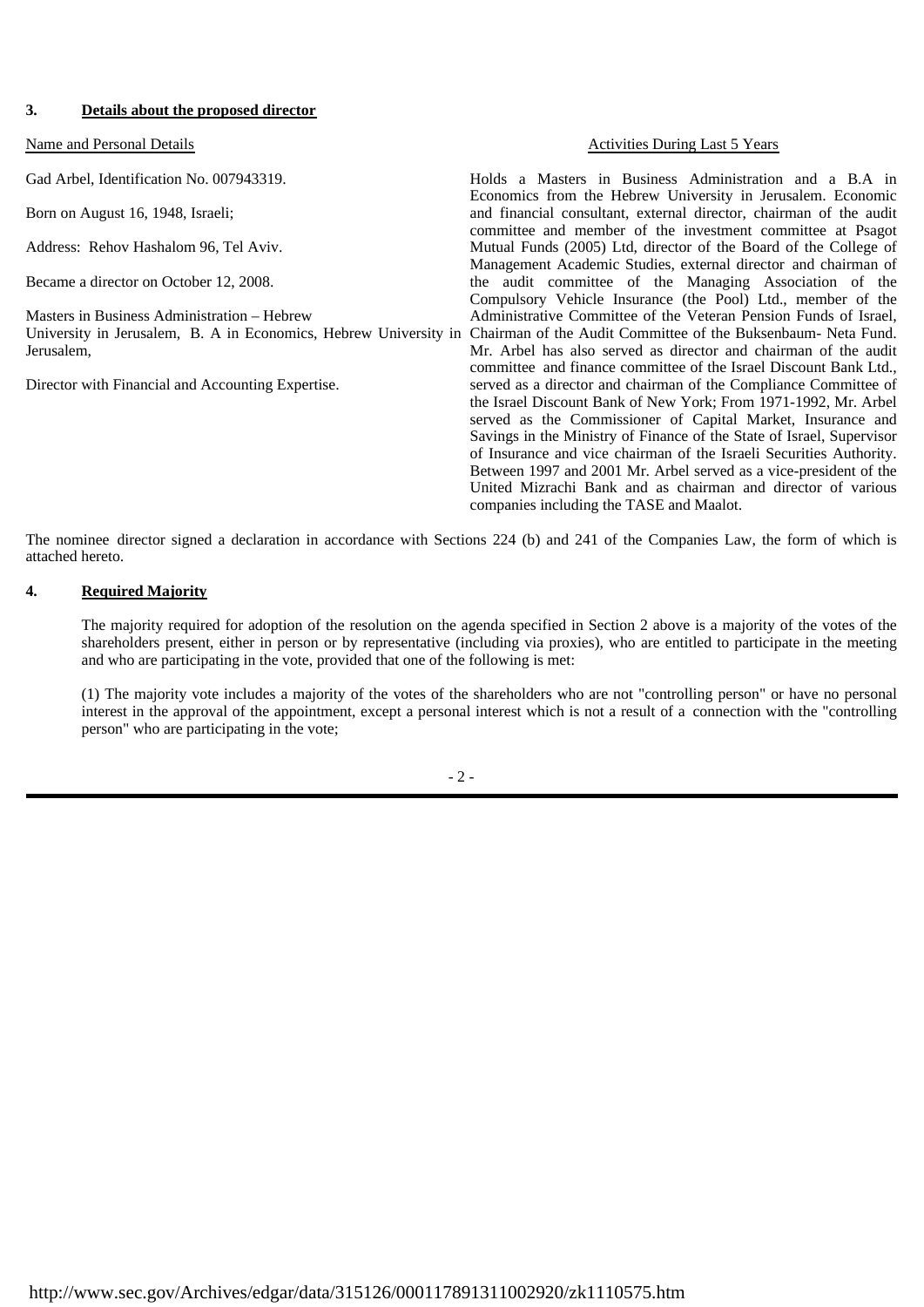**3. Details about the proposed director**

| Name and Personal Details | Activities During Last 5 Years |
|---|---|
| Gad Arbel, Identification No. 007943319.<br><br>Born on August 16, 1948, Israeli;<br><br>Address: Rehov Hashalom 96, Tel Aviv.<br><br>Became a director on October 12, 2008.<br><br>Masters in Business Administration – Hebrew University in Jerusalem, B. A in Economics, Hebrew University in Jerusalem,<br><br>Director with Financial and Accounting Expertise. | Holds a Masters in Business Administration and a B.A in Economics from the Hebrew University in Jerusalem. Economic and financial consultant, external director, chairman of the audit committee and member of the investment committee at Psagot Mutual Funds (2005) Ltd, director of the Board of the College of Management Academic Studies, external director and chairman of the audit committee of the Managing Association of the Compulsory Vehicle Insurance (the Pool) Ltd., member of the Administrative Committee of the Veteran Pension Funds of Israel, Chairman of the Audit Committee of the Buksenbaum- Neta Fund. Mr. Arbel has also served as director and chairman of the audit committee and finance committee of the Israel Discount Bank Ltd., served as a director and chairman of the Compliance Committee of the Israel Discount Bank of New York; From 1971-1992, Mr. Arbel served as the Commissioner of Capital Market, Insurance and Savings in the Ministry of Finance of the State of Israel, Supervisor of Insurance and vice chairman of the Israeli Securities Authority. Between 1997 and 2001 Mr. Arbel served as a vice-president of the United Mizrachi Bank and as chairman and director of various companies including the TASE and Maalot. |

The nominee director signed a declaration in accordance with Sections 224 (b) and 241 of the Companies Law, the form of which is attached hereto.

**4. Required Majority**

The majority required for adoption of the resolution on the agenda specified in Section 2 above is a majority of the votes of the shareholders present, either in person or by representative (including via proxies), who are entitled to participate in the meeting and who are participating in the vote, provided that one of the following is met:

(1) The majority vote includes a majority of the votes of the shareholders who are not "controlling person" or have no personal interest in the approval of the appointment, except a personal interest which is not a result of a connection with the "controlling person" who are participating in the vote;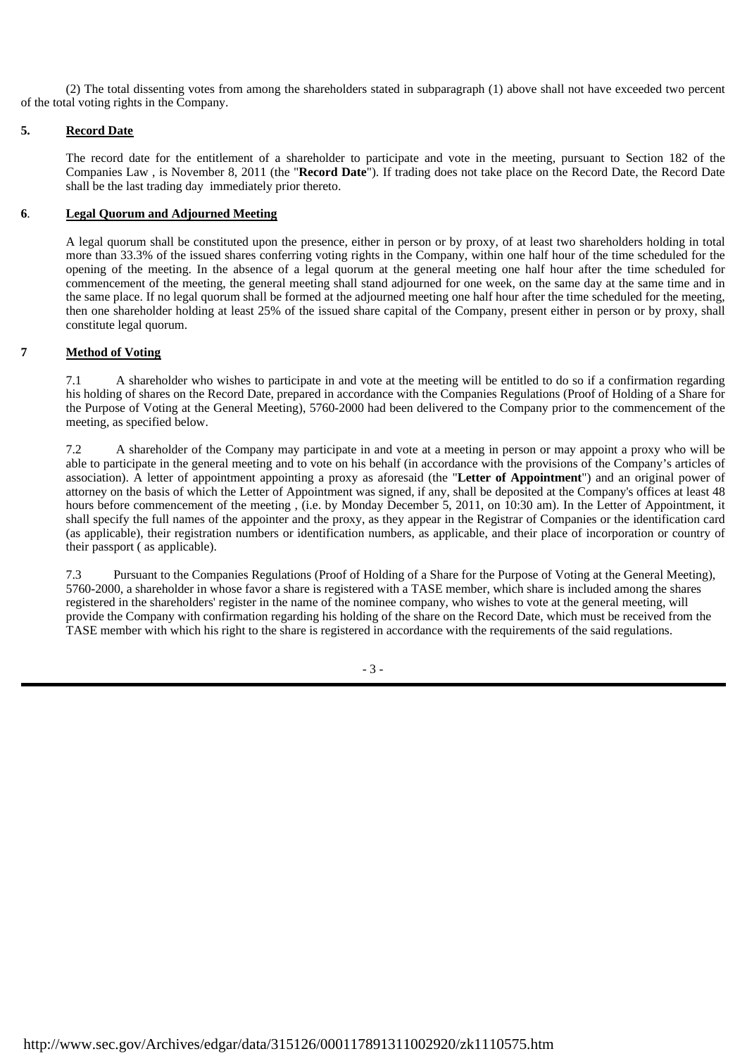(2) The total dissenting votes from among the shareholders stated in subparagraph (1) above shall not have exceeded two percent of the total voting rights in the Company.

**5. Record Date**

The record date for the entitlement of a shareholder to participate and vote in the meeting, pursuant to Section 182 of the Companies Law , is November 8, 2011 (the "**Record Date**"). If trading does not take place on the Record Date, the Record Date shall be the last trading day immediately prior thereto.

**6. Legal Quorum and Adjourned Meeting**

A legal quorum shall be constituted upon the presence, either in person or by proxy, of at least two shareholders holding in total more than 33.3% of the issued shares conferring voting rights in the Company, within one half hour of the time scheduled for the opening of the meeting. In the absence of a legal quorum at the general meeting one half hour after the time scheduled for commencement of the meeting, the general meeting shall stand adjourned for one week, on the same day at the same time and in the same place. If no legal quorum shall be formed at the adjourned meeting one half hour after the time scheduled for the meeting, then one shareholder holding at least 25% of the issued share capital of the Company, present either in person or by proxy, shall constitute legal quorum.

**7 Method of Voting**

7.1 A shareholder who wishes to participate in and vote at the meeting will be entitled to do so if a confirmation regarding his holding of shares on the Record Date, prepared in accordance with the Companies Regulations (Proof of Holding of a Share for the Purpose of Voting at the General Meeting), 5760-2000 had been delivered to the Company prior to the commencement of the meeting, as specified below.

7.2 A shareholder of the Company may participate in and vote at a meeting in person or may appoint a proxy who will be able to participate in the general meeting and to vote on his behalf (in accordance with the provisions of the Company's articles of association). A letter of appointment appointing a proxy as aforesaid (the "**Letter of Appointment**") and an original power of attorney on the basis of which the Letter of Appointment was signed, if any, shall be deposited at the Company's offices at least 48 hours before commencement of the meeting , (i.e. by Monday December 5, 2011, on 10:30 am). In the Letter of Appointment, it shall specify the full names of the appointer and the proxy, as they appear in the Registrar of Companies or the identification card (as applicable), their registration numbers or identification numbers, as applicable, and their place of incorporation or country of their passport ( as applicable).

7.3 Pursuant to the Companies Regulations (Proof of Holding of a Share for the Purpose of Voting at the General Meeting), 5760-2000, a shareholder in whose favor a share is registered with a TASE member, which share is included among the shares registered in the shareholders' register in the name of the nominee company, who wishes to vote at the general meeting, will provide the Company with confirmation regarding his holding of the share on the Record Date, which must be received from the TASE member with which his right to the share is registered in accordance with the requirements of the said regulations.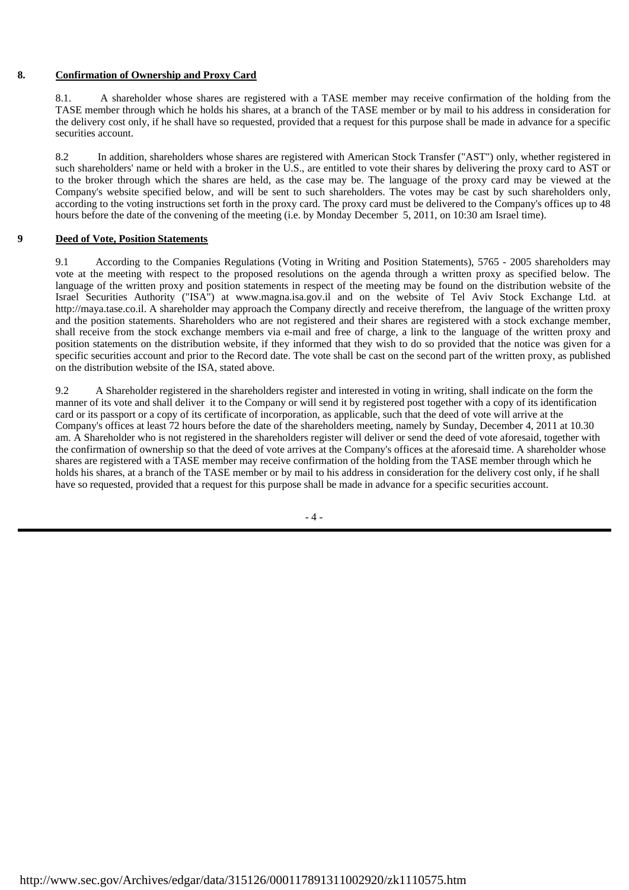## 8. Confirmation of Ownership and Proxy Card

8.1. A shareholder whose shares are registered with a TASE member may receive confirmation of the holding from the TASE member through which he holds his shares, at a branch of the TASE member or by mail to his address in consideration for the delivery cost only, if he shall have so requested, provided that a request for this purpose shall be made in advance for a specific securities account.

8.2 In addition, shareholders whose shares are registered with American Stock Transfer ("AST") only, whether registered in such shareholders' name or held with a broker in the U.S., are entitled to vote their shares by delivering the proxy card to AST or to the broker through which the shares are held, as the case may be. The language of the proxy card may be viewed at the Company's website specified below, and will be sent to such shareholders. The votes may be cast by such shareholders only, according to the voting instructions set forth in the proxy card. The proxy card must be delivered to the Company's offices up to 48 hours before the date of the convening of the meeting (i.e. by Monday December 5, 2011, on 10:30 am Israel time).

## 9 Deed of Vote, Position Statements

9.1 According to the Companies Regulations (Voting in Writing and Position Statements), 5765 - 2005 shareholders may vote at the meeting with respect to the proposed resolutions on the agenda through a written proxy as specified below. The language of the written proxy and position statements in respect of the meeting may be found on the distribution website of the Israel Securities Authority ("ISA") at www.magna.isa.gov.il and on the website of Tel Aviv Stock Exchange Ltd. at http://maya.tase.co.il. A shareholder may approach the Company directly and receive therefrom, the language of the written proxy and the position statements. Shareholders who are not registered and their shares are registered with a stock exchange member, shall receive from the stock exchange members via e-mail and free of charge, a link to the language of the written proxy and position statements on the distribution website, if they informed that they wish to do so provided that the notice was given for a specific securities account and prior to the Record date. The vote shall be cast on the second part of the written proxy, as published on the distribution website of the ISA, stated above.

9.2 A Shareholder registered in the shareholders register and interested in voting in writing, shall indicate on the form the manner of its vote and shall deliver it to the Company or will send it by registered post together with a copy of its identification card or its passport or a copy of its certificate of incorporation, as applicable, such that the deed of vote will arrive at the Company's offices at least 72 hours before the date of the shareholders meeting, namely by Sunday, December 4, 2011 at 10.30 am. A Shareholder who is not registered in the shareholders register will deliver or send the deed of vote aforesaid, together with the confirmation of ownership so that the deed of vote arrives at the Company's offices at the aforesaid time. A shareholder whose shares are registered with a TASE member may receive confirmation of the holding from the TASE member through which he holds his shares, at a branch of the TASE member or by mail to his address in consideration for the delivery cost only, if he shall have so requested, provided that a request for this purpose shall be made in advance for a specific securities account.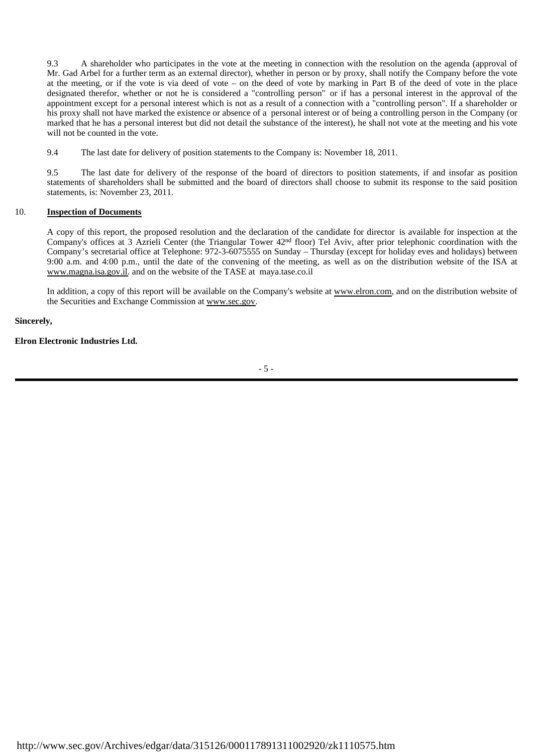9.3 A shareholder who participates in the vote at the meeting in connection with the resolution on the agenda (approval of Mr. Gad Arbel for a further term as an external director), whether in person or by proxy, shall notify the Company before the vote at the meeting, or if the vote is via deed of vote – on the deed of vote by marking in Part B of the deed of vote in the place designated therefor, whether or not he is considered a "controlling person" or if has a personal interest in the approval of the appointment except for a personal interest which is not as a result of a connection with a "controlling person". If a shareholder or his proxy shall not have marked the existence or absence of a personal interest or of being a controlling person in the Company (or marked that he has a personal interest but did not detail the substance of the interest), he shall not vote at the meeting and his vote will not be counted in the vote.

9.4 The last date for delivery of position statements to the Company is: November 18, 2011.

9.5 The last date for delivery of the response of the board of directors to position statements, if and insofar as position statements of shareholders shall be submitted and the board of directors shall choose to submit its response to the said position statements, is: November 23, 2011.

10. **Inspection of Documents**

A copy of this report, the proposed resolution and the declaration of the candidate for director is available for inspection at the Company's offices at 3 Azrieli Center (the Triangular Tower 42nd floor) Tel Aviv, after prior telephonic coordination with the Company's secretarial office at Telephone: 972-3-6075555 on Sunday – Thursday (except for holiday eves and holidays) between 9:00 a.m. and 4:00 p.m., until the date of the convening of the meeting, as well as on the distribution website of the ISA at www.magna.isa.gov.il. and on the website of the TASE at maya.tase.co.il

In addition, a copy of this report will be available on the Company's website at www.elron.com, and on the distribution website of the Securities and Exchange Commission at www.sec.gov.

**Sincerely,**

**Elron Electronic Industries Ltd.**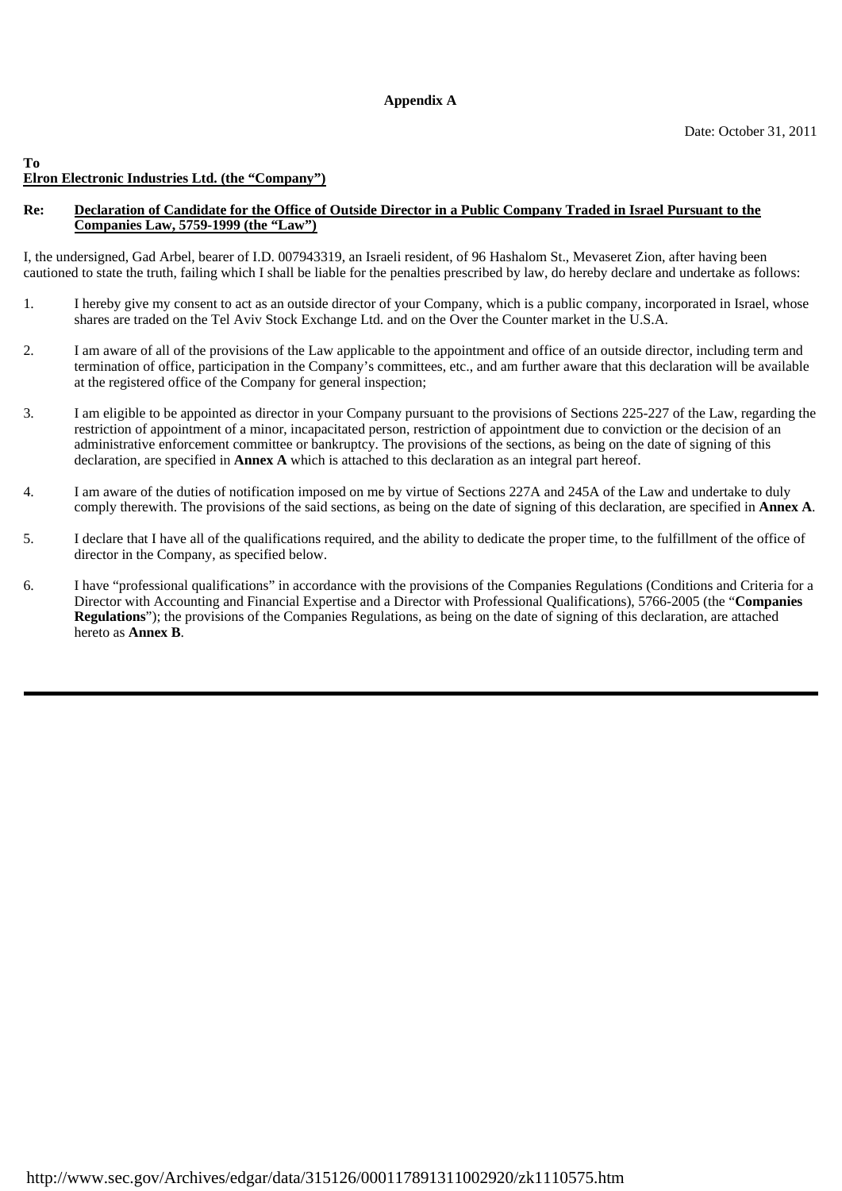**Appendix A**

Date: October 31, 2011

**To**
**Elron Electronic Industries Ltd. (the "Company")**

**Re: Declaration of Candidate for the Office of Outside Director in a Public Company Traded in Israel Pursuant to the Companies Law, 5759-1999 (the "Law")**

I, the undersigned, Gad Arbel, bearer of I.D. 007943319, an Israeli resident, of 96 Hashalom St., Mevaseret Zion, after having been cautioned to state the truth, failing which I shall be liable for the penalties prescribed by law, do hereby declare and undertake as follows:

1. I hereby give my consent to act as an outside director of your Company, which is a public company, incorporated in Israel, whose shares are traded on the Tel Aviv Stock Exchange Ltd. and on the Over the Counter market in the U.S.A.

2. I am aware of all of the provisions of the Law applicable to the appointment and office of an outside director, including term and termination of office, participation in the Company's committees, etc., and am further aware that this declaration will be available at the registered office of the Company for general inspection;

3. I am eligible to be appointed as director in your Company pursuant to the provisions of Sections 225-227 of the Law, regarding the restriction of appointment of a minor, incapacitated person, restriction of appointment due to conviction or the decision of an administrative enforcement committee or bankruptcy. The provisions of the sections, as being on the date of signing of this declaration, are specified in **Annex A** which is attached to this declaration as an integral part hereof.

4. I am aware of the duties of notification imposed on me by virtue of Sections 227A and 245A of the Law and undertake to duly comply therewith. The provisions of the said sections, as being on the date of signing of this declaration, are specified in **Annex A**.

5. I declare that I have all of the qualifications required, and the ability to dedicate the proper time, to the fulfillment of the office of director in the Company, as specified below.

6. I have "professional qualifications" in accordance with the provisions of the Companies Regulations (Conditions and Criteria for a Director with Accounting and Financial Expertise and a Director with Professional Qualifications), 5766-2005 (the "**Companies Regulations**"); the provisions of the Companies Regulations, as being on the date of signing of this declaration, are attached hereto as **Annex B**.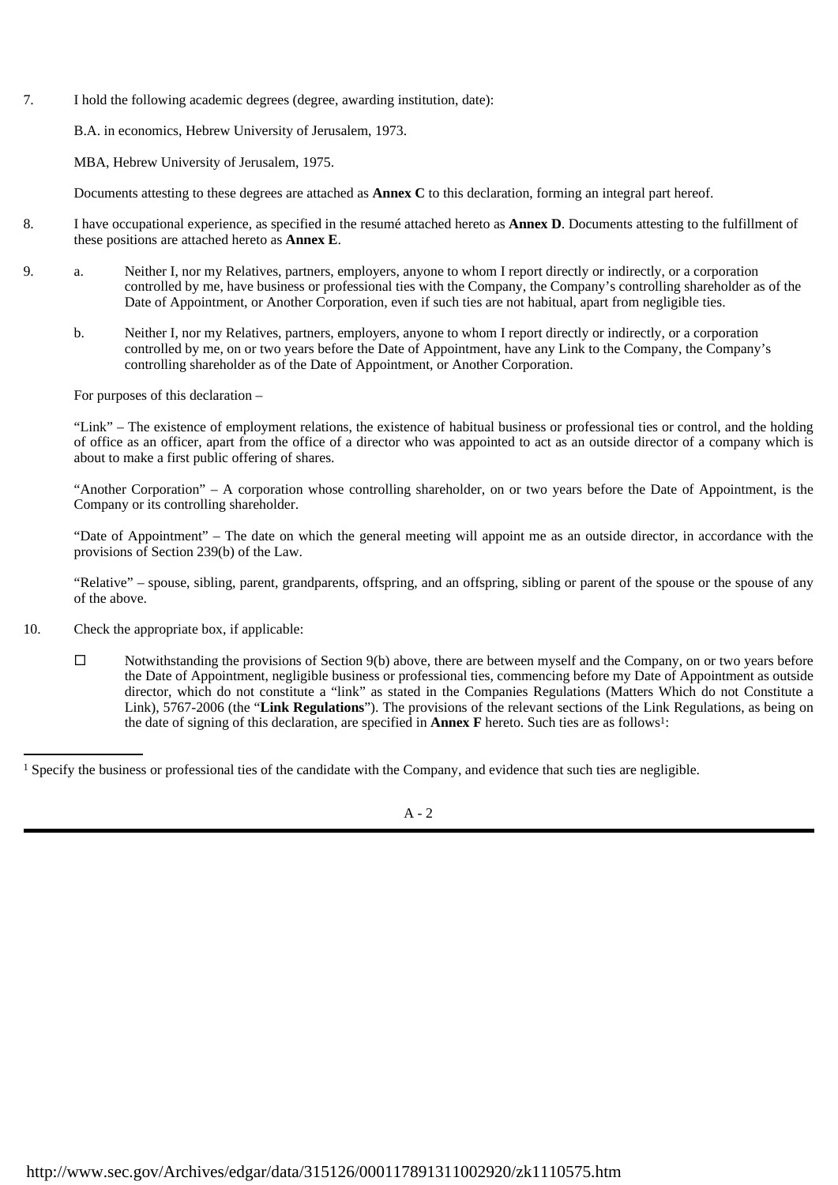7. I hold the following academic degrees (degree, awarding institution, date):

   B.A. in economics, Hebrew University of Jerusalem, 1973.

   MBA, Hebrew University of Jerusalem, 1975.

   Documents attesting to these degrees are attached as **Annex C** to this declaration, forming an integral part hereof.

8. I have occupational experience, as specified in the resumé attached hereto as **Annex D**. Documents attesting to the fulfillment of these positions are attached hereto as **Annex E**.

9. a. Neither I, nor my Relatives, partners, employers, anyone to whom I report directly or indirectly, or a corporation controlled by me, have business or professional ties with the Company, the Company's controlling shareholder as of the Date of Appointment, or Another Corporation, even if such ties are not habitual, apart from negligible ties.

   b. Neither I, nor my Relatives, partners, employers, anyone to whom I report directly or indirectly, or a corporation controlled by me, on or two years before the Date of Appointment, have any Link to the Company, the Company's controlling shareholder as of the Date of Appointment, or Another Corporation.

   For purposes of this declaration –

   "Link" – The existence of employment relations, the existence of habitual business or professional ties or control, and the holding of office as an officer, apart from the office of a director who was appointed to act as an outside director of a company which is about to make a first public offering of shares.

   "Another Corporation" – A corporation whose controlling shareholder, on or two years before the Date of Appointment, is the Company or its controlling shareholder.

   "Date of Appointment" – The date on which the general meeting will appoint me as an outside director, in accordance with the provisions of Section 239(b) of the Law.

   "Relative" – spouse, sibling, parent, grandparents, offspring, and an offspring, sibling or parent of the spouse or the spouse of any of the above.

10. Check the appropriate box, if applicable:

   ☐ Notwithstanding the provisions of Section 9(b) above, there are between myself and the Company, on or two years before the Date of Appointment, negligible business or professional ties, commencing before my Date of Appointment as outside director, which do not constitute a "link" as stated in the Companies Regulations (Matters Which do not Constitute a Link), 5767-2006 (the "**Link Regulations**"). The provisions of the relevant sections of the Link Regulations, as being on the date of signing of this declaration, are specified in **Annex F** hereto. Such ties are as follows[1]:

[1] Specify the business or professional ties of the candidate with the Company, and evidence that such ties are negligible.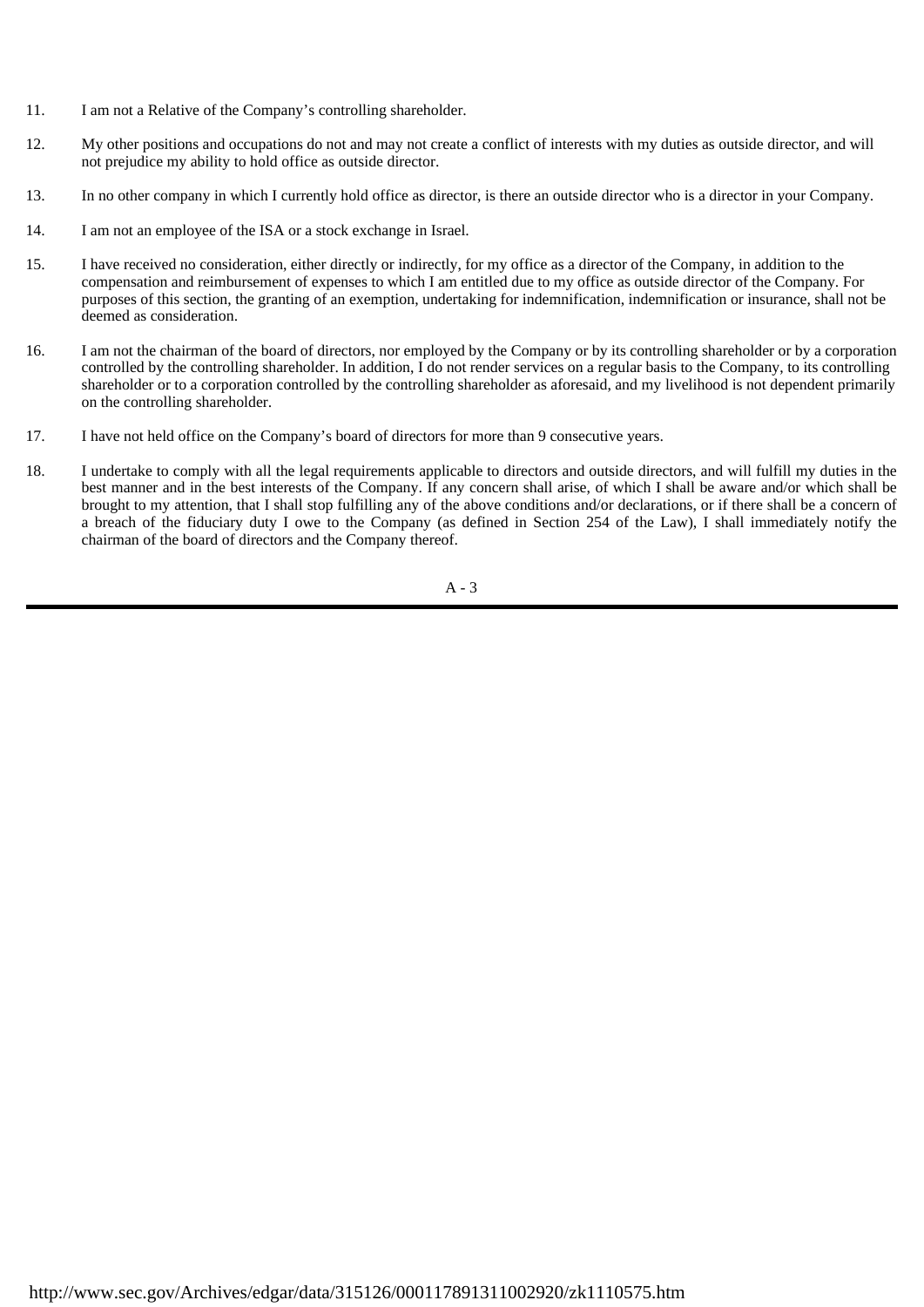11. I am not a Relative of the Company's controlling shareholder.

12. My other positions and occupations do not and may not create a conflict of interests with my duties as outside director, and will not prejudice my ability to hold office as outside director.

13. In no other company in which I currently hold office as director, is there an outside director who is a director in your Company.

14. I am not an employee of the ISA or a stock exchange in Israel.

15. I have received no consideration, either directly or indirectly, for my office as a director of the Company, in addition to the compensation and reimbursement of expenses to which I am entitled due to my office as outside director of the Company. For purposes of this section, the granting of an exemption, undertaking for indemnification, indemnification or insurance, shall not be deemed as consideration.

16. I am not the chairman of the board of directors, nor employed by the Company or by its controlling shareholder or by a corporation controlled by the controlling shareholder. In addition, I do not render services on a regular basis to the Company, to its controlling shareholder or to a corporation controlled by the controlling shareholder as aforesaid, and my livelihood is not dependent primarily on the controlling shareholder.

17. I have not held office on the Company's board of directors for more than 9 consecutive years.

18. I undertake to comply with all the legal requirements applicable to directors and outside directors, and will fulfill my duties in the best manner and in the best interests of the Company. If any concern shall arise, of which I shall be aware and/or which shall be brought to my attention, that I shall stop fulfilling any of the above conditions and/or declarations, or if there shall be a concern of a breach of the fiduciary duty I owe to the Company (as defined in Section 254 of the Law), I shall immediately notify the chairman of the board of directors and the Company thereof.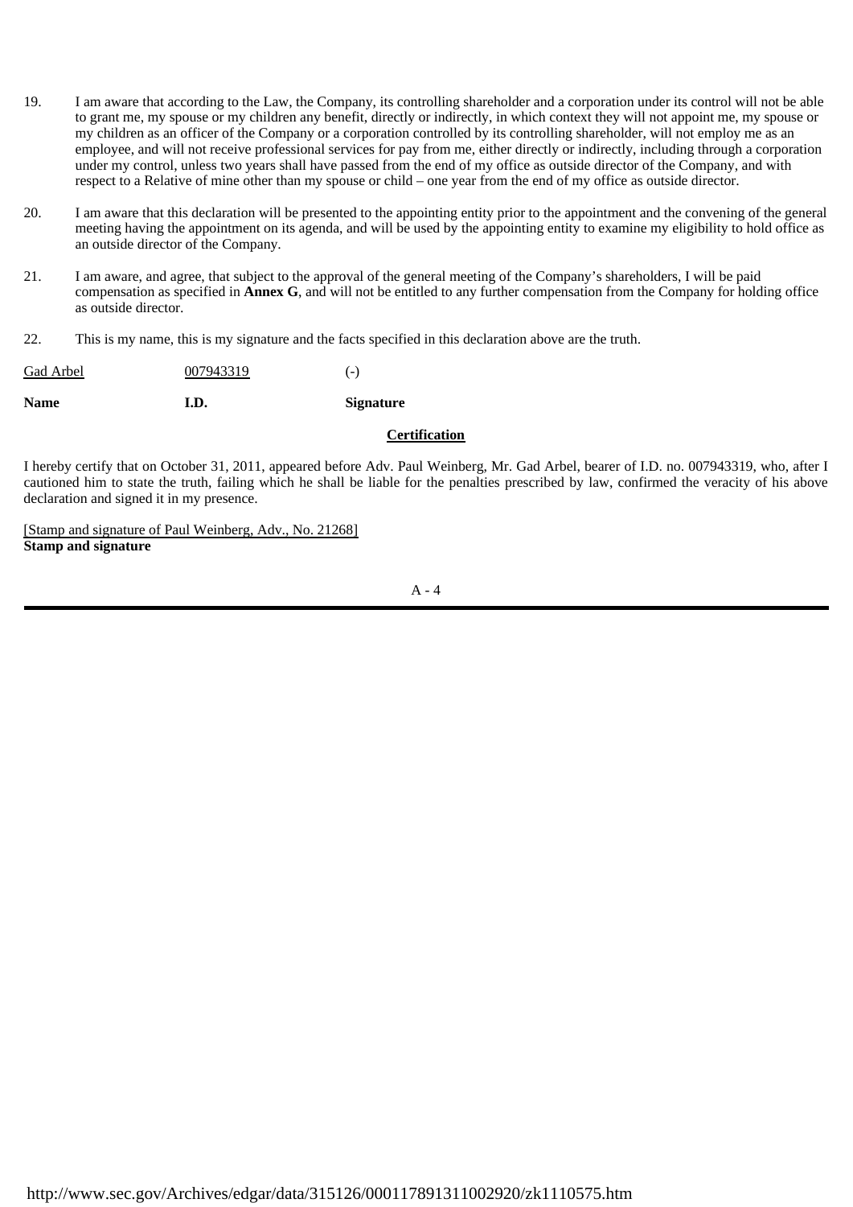19. I am aware that according to the Law, the Company, its controlling shareholder and a corporation under its control will not be able to grant me, my spouse or my children any benefit, directly or indirectly, in which context they will not appoint me, my spouse or my children as an officer of the Company or a corporation controlled by its controlling shareholder, will not employ me as an employee, and will not receive professional services for pay from me, either directly or indirectly, including through a corporation under my control, unless two years shall have passed from the end of my office as outside director of the Company, and with respect to a Relative of mine other than my spouse or child – one year from the end of my office as outside director.

20. I am aware that this declaration will be presented to the appointing entity prior to the appointment and the convening of the general meeting having the appointment on its agenda, and will be used by the appointing entity to examine my eligibility to hold office as an outside director of the Company.

21. I am aware, and agree, that subject to the approval of the general meeting of the Company's shareholders, I will be paid compensation as specified in **Annex G**, and will not be entitled to any further compensation from the Company for holding office as outside director.

22. This is my name, this is my signature and the facts specified in this declaration above are the truth.

| Gad Arbel | 007943319 | (-) |
|---|---|---|
| **Name** | **I.D.** | **Signature** |

**Certification**

I hereby certify that on October 31, 2011, appeared before Adv. Paul Weinberg, Mr. Gad Arbel, bearer of I.D. no. 007943319, who, after I cautioned him to state the truth, failing which he shall be liable for the penalties prescribed by law, confirmed the veracity of his above declaration and signed it in my presence.

[Stamp and signature of Paul Weinberg, Adv., No. 21268]
**Stamp and signature**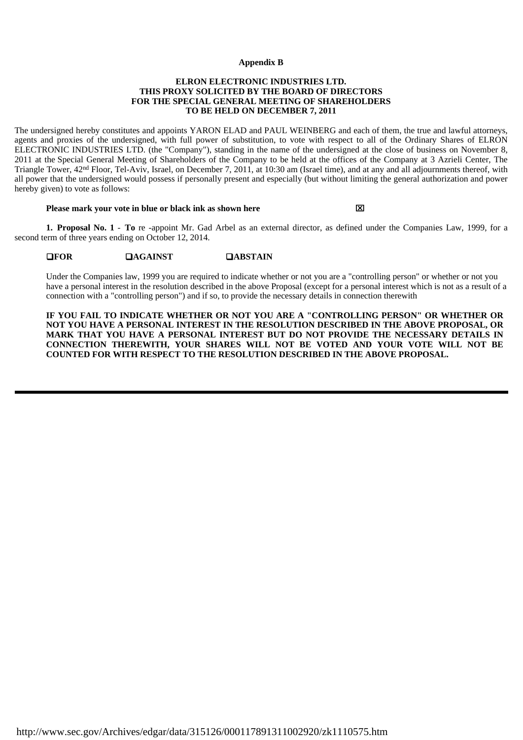**Appendix B**

**ELRON ELECTRONIC INDUSTRIES LTD.**
**THIS PROXY SOLICITED BY THE BOARD OF DIRECTORS**
**FOR THE SPECIAL GENERAL MEETING OF SHAREHOLDERS**
**TO BE HELD ON DECEMBER 7, 2011**

The undersigned hereby constitutes and appoints YARON ELAD and PAUL WEINBERG and each of them, the true and lawful attorneys, agents and proxies of the undersigned, with full power of substitution, to vote with respect to all of the Ordinary Shares of ELRON ELECTRONIC INDUSTRIES LTD. (the "Company"), standing in the name of the undersigned at the close of business on November 8, 2011 at the Special General Meeting of Shareholders of the Company to be held at the offices of the Company at 3 Azrieli Center, The Triangle Tower, 42nd Floor, Tel-Aviv, Israel, on December 7, 2011, at 10:30 am (Israel time), and at any and all adjournments thereof, with all power that the undersigned would possess if personally present and especially (but without limiting the general authorization and power hereby given) to vote as follows:

**Please mark your vote in blue or black ink as shown here** ☒

**1. Proposal No. 1** - **To** re -appoint Mr. Gad Arbel as an external director, as defined under the Companies Law, 1999, for a second term of three years ending on October 12, 2014.

❑**FOR** ❑**AGAINST** ❑**ABSTAIN**

Under the Companies law, 1999 you are required to indicate whether or not you are a "controlling person" or whether or not you have a personal interest in the resolution described in the above Proposal (except for a personal interest which is not as a result of a connection with a "controlling person") and if so, to provide the necessary details in connection therewith

**IF YOU FAIL TO INDICATE WHETHER OR NOT YOU ARE A "CONTROLLING PERSON" OR WHETHER OR NOT YOU HAVE A PERSONAL INTEREST IN THE RESOLUTION DESCRIBED IN THE ABOVE PROPOSAL, OR MARK THAT YOU HAVE A PERSONAL INTEREST BUT DO NOT PROVIDE THE NECESSARY DETAILS IN CONNECTION THEREWITH, YOUR SHARES WILL NOT BE VOTED AND YOUR VOTE WILL NOT BE COUNTED FOR WITH RESPECT TO THE RESOLUTION DESCRIBED IN THE ABOVE PROPOSAL.**

---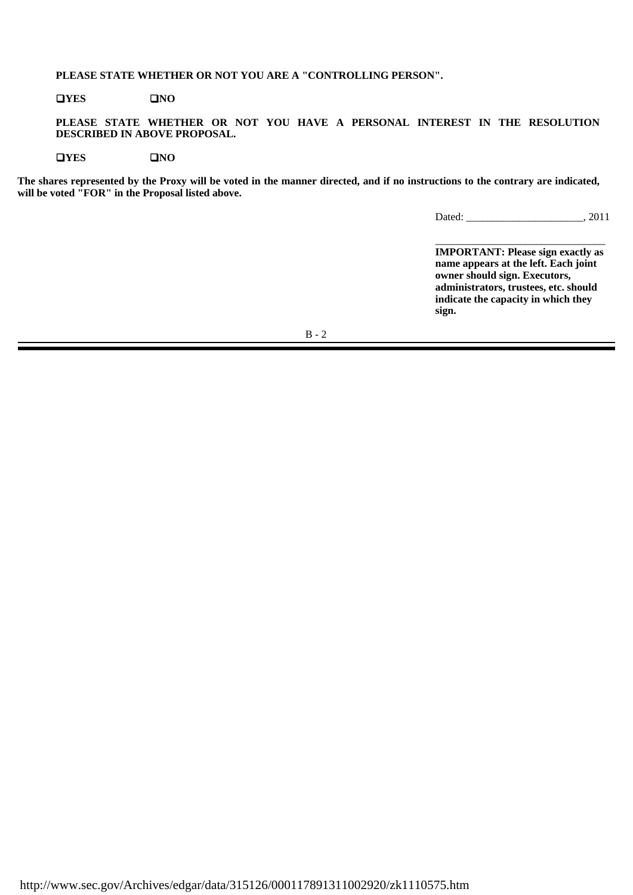**PLEASE STATE WHETHER OR NOT YOU ARE A "CONTROLLING PERSON".**

❑**YES** ❑**NO**

**PLEASE STATE WHETHER OR NOT YOU HAVE A PERSONAL INTEREST IN THE RESOLUTION DESCRIBED IN ABOVE PROPOSAL.**

❑**YES** ❑**NO**

**The shares represented by the Proxy will be voted in the manner directed, and if no instructions to the contrary are indicated, will be voted "FOR" in the Proposal listed above.**

Dated: ______________________, 2011

________________________________

**IMPORTANT: Please sign exactly as name appears at the left. Each joint owner should sign. Executors, administrators, trustees, etc. should indicate the capacity in which they sign.**